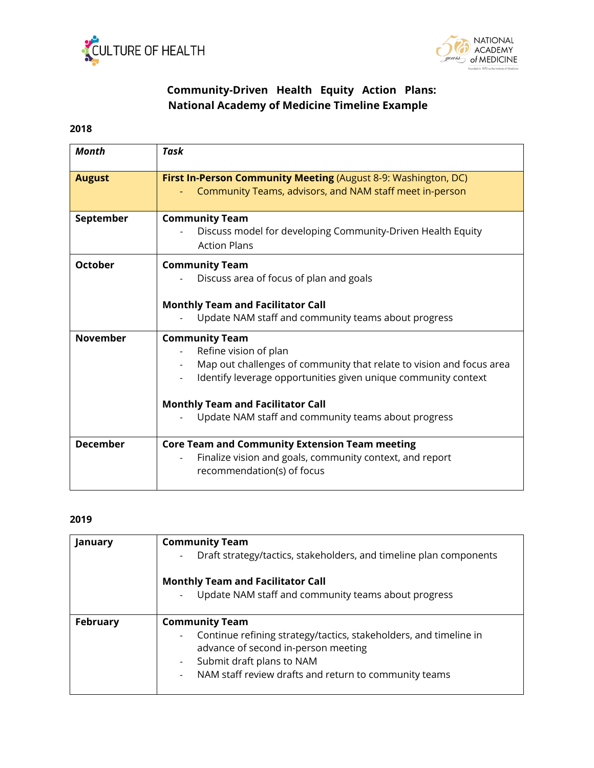# Community-Driven Health Equity Action Plans: National Academy of Medicine Timeline Example

## 2018

| *Month* | *Task* |
|---|---|
| **August** | **First In-Person Community Meeting** (August 8-9: Washington, DC)<br>- Community Teams, advisors, and NAM staff meet in-person |
| **September** | **Community Team**<br>- Discuss model for developing Community-Driven Health Equity Action Plans |
| **October** | **Community Team**<br>- Discuss area of focus of plan and goals<br><br>**Monthly Team and Facilitator Call**<br>- Update NAM staff and community teams about progress |
| **November** | **Community Team**<br>- Refine vision of plan<br>- Map out challenges of community that relate to vision and focus area<br>- Identify leverage opportunities given unique community context<br><br>**Monthly Team and Facilitator Call**<br>- Update NAM staff and community teams about progress |
| **December** | **Core Team and Community Extension Team meeting**<br>- Finalize vision and goals, community context, and report recommendation(s) of focus |

## 2019

| Month | Task |
|---|---|
| **January** | **Community Team**<br>- Draft strategy/tactics, stakeholders, and timeline plan components<br><br>**Monthly Team and Facilitator Call**<br>- Update NAM staff and community teams about progress |
| **February** | **Community Team**<br>- Continue refining strategy/tactics, stakeholders, and timeline in advance of second in-person meeting<br>- Submit draft plans to NAM<br>- NAM staff review drafts and return to community teams |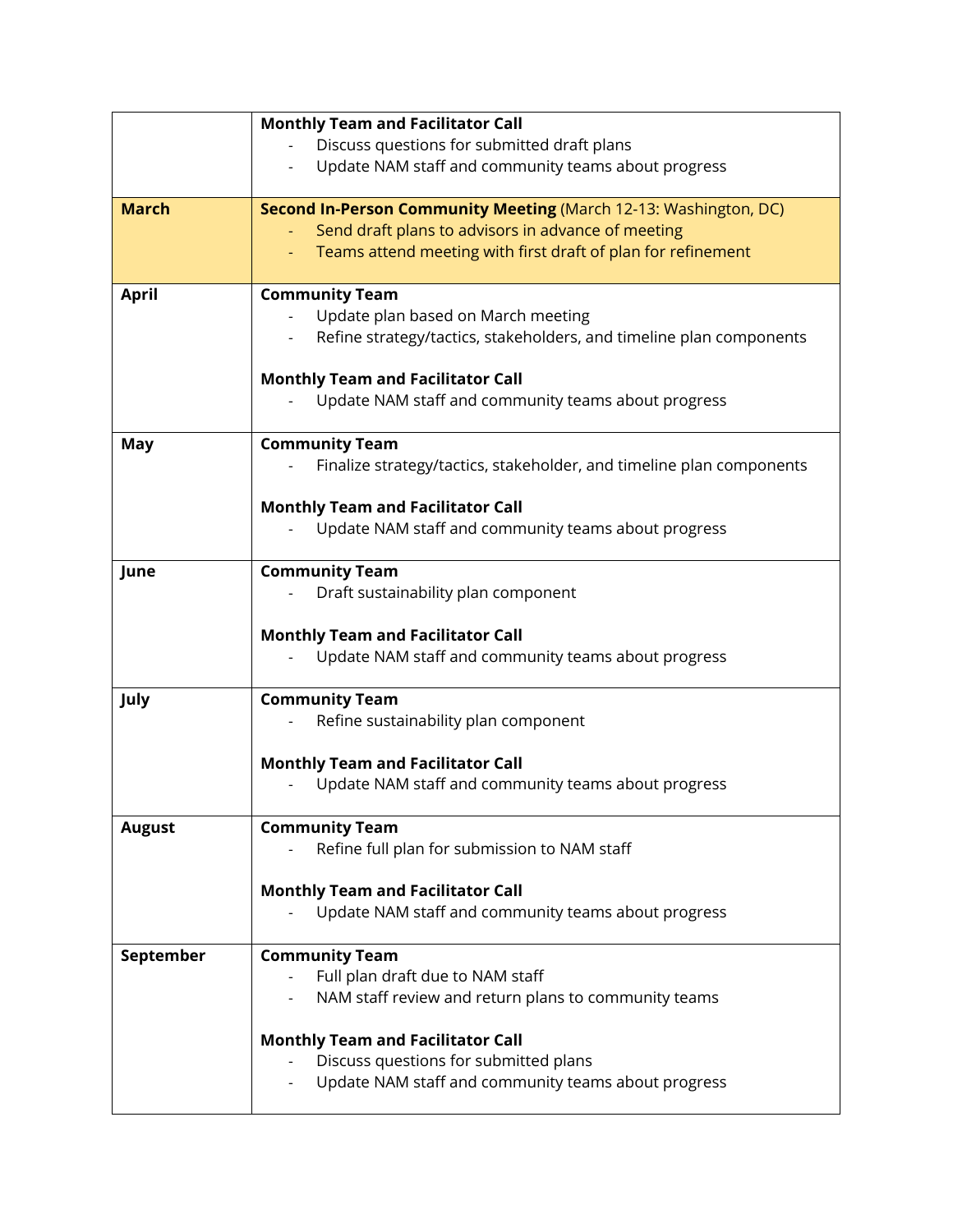| | |
|---|---|
| | **Monthly Team and Facilitator Call**<br>- Discuss questions for submitted draft plans<br>- Update NAM staff and community teams about progress |
| **March** | **Second In-Person Community Meeting** (March 12-13: Washington, DC)<br>- Send draft plans to advisors in advance of meeting<br>- Teams attend meeting with first draft of plan for refinement |
| **April** | **Community Team**<br>- Update plan based on March meeting<br>- Refine strategy/tactics, stakeholders, and timeline plan components<br><br>**Monthly Team and Facilitator Call**<br>- Update NAM staff and community teams about progress |
| **May** | **Community Team**<br>- Finalize strategy/tactics, stakeholder, and timeline plan components<br><br>**Monthly Team and Facilitator Call**<br>- Update NAM staff and community teams about progress |
| **June** | **Community Team**<br>- Draft sustainability plan component<br><br>**Monthly Team and Facilitator Call**<br>- Update NAM staff and community teams about progress |
| **July** | **Community Team**<br>- Refine sustainability plan component<br><br>**Monthly Team and Facilitator Call**<br>- Update NAM staff and community teams about progress |
| **August** | **Community Team**<br>- Refine full plan for submission to NAM staff<br><br>**Monthly Team and Facilitator Call**<br>- Update NAM staff and community teams about progress |
| **September** | **Community Team**<br>- Full plan draft due to NAM staff<br>- NAM staff review and return plans to community teams<br><br>**Monthly Team and Facilitator Call**<br>- Discuss questions for submitted plans<br>- Update NAM staff and community teams about progress |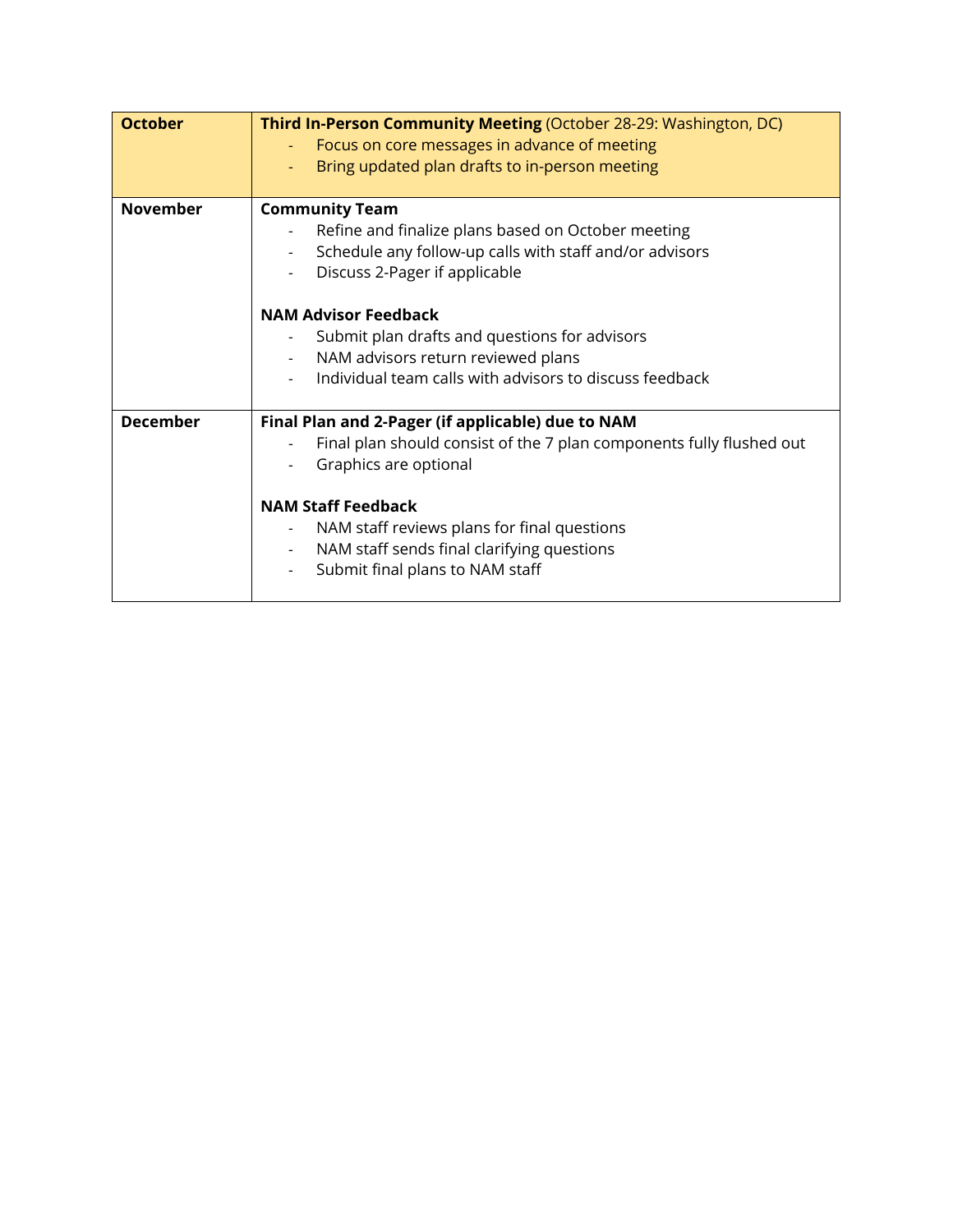| | |
|---|---|
| **October** | **Third In-Person Community Meeting** (October 28-29: Washington, DC)<br>- Focus on core messages in advance of meeting<br>- Bring updated plan drafts to in-person meeting |
| **November** | **Community Team**<br>- Refine and finalize plans based on October meeting<br>- Schedule any follow-up calls with staff and/or advisors<br>- Discuss 2-Pager if applicable<br><br>**NAM Advisor Feedback**<br>- Submit plan drafts and questions for advisors<br>- NAM advisors return reviewed plans<br>- Individual team calls with advisors to discuss feedback |
| **December** | **Final Plan and 2-Pager (if applicable) due to NAM**<br>- Final plan should consist of the 7 plan components fully flushed out<br>- Graphics are optional<br><br>**NAM Staff Feedback**<br>- NAM staff reviews plans for final questions<br>- NAM staff sends final clarifying questions<br>- Submit final plans to NAM staff |